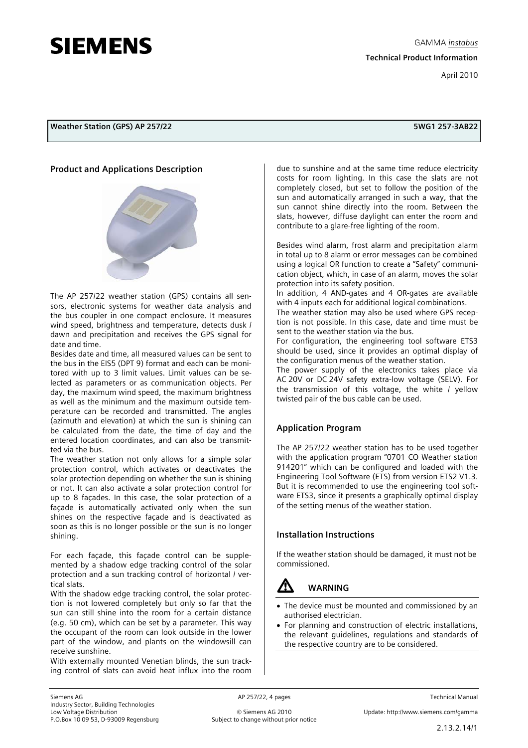**SIEMENS**

GAMMA *instabus*

**Technical Product Information**

April 2010

**Weather Station (GPS) AP 257/22** **5WG1 257-3AB22**

## Product and Applications Description

The AP 257/22 weather station (GPS) contains all sensors, electronic systems for weather data analysis and the bus coupler in one compact enclosure. It measures wind speed, brightness and temperature, detects dusk / dawn and precipitation and receives the GPS signal for date and time.

Besides date and time, all measured values can be sent to the bus in the EIS5 (DPT 9) format and each can be monitored with up to 3 limit values. Limit values can be selected as parameters or as communication objects. Per day, the maximum wind speed, the maximum brightness as well as the minimum and the maximum outside temperature can be recorded and transmitted. The angles (azimuth and elevation) at which the sun is shining can be calculated from the date, the time of day and the entered location coordinates, and can also be transmitted via the bus.

The weather station not only allows for a simple solar protection control, which activates or deactivates the solar protection depending on whether the sun is shining or not. It can also activate a solar protection control for up to 8 façades. In this case, the solar protection of a façade is automatically activated only when the sun shines on the respective façade and is deactivated as soon as this is no longer possible or the sun is no longer shining.

For each façade, this façade control can be supplemented by a shadow edge tracking control of the solar protection and a sun tracking control of horizontal / vertical slats.

With the shadow edge tracking control, the solar protection is not lowered completely but only so far that the sun can still shine into the room for a certain distance (e.g. 50 cm), which can be set by a parameter. This way the occupant of the room can look outside in the lower part of the window, and plants on the windowsill can receive sunshine.

With externally mounted Venetian blinds, the sun tracking control of slats can avoid heat influx into the room due to sunshine and at the same time reduce electricity costs for room lighting. In this case the slats are not completely closed, but set to follow the position of the sun and automatically arranged in such a way, that the sun cannot shine directly into the room. Between the slats, however, diffuse daylight can enter the room and contribute to a glare-free lighting of the room.

Besides wind alarm, frost alarm and precipitation alarm in total up to 8 alarm or error messages can be combined using a logical OR function to create a "Safety" communication object, which, in case of an alarm, moves the solar protection into its safety position.

In addition, 4 AND-gates and 4 OR-gates are available with 4 inputs each for additional logical combinations.

The weather station may also be used where GPS reception is not possible. In this case, date and time must be sent to the weather station via the bus.

For configuration, the engineering tool software ETS3 should be used, since it provides an optimal display of the configuration menus of the weather station.

The power supply of the electronics takes place via AC 20V or DC 24V safety extra-low voltage (SELV). For the transmission of this voltage, the white / yellow twisted pair of the bus cable can be used.

## Application Program

The AP 257/22 weather station has to be used together with the application program "0701 CO Weather station 914201" which can be configured and loaded with the Engineering Tool Software (ETS) from version ETS2 V1.3. But it is recommended to use the engineering tool software ETS3, since it presents a graphically optimal display of the setting menus of the weather station.

## Installation Instructions

If the weather station should be damaged, it must not be commissioned.

### WARNING

- The device must be mounted and commissioned by an authorised electrician.
- For planning and construction of electric installations, the relevant guidelines, regulations and standards of the respective country are to be considered.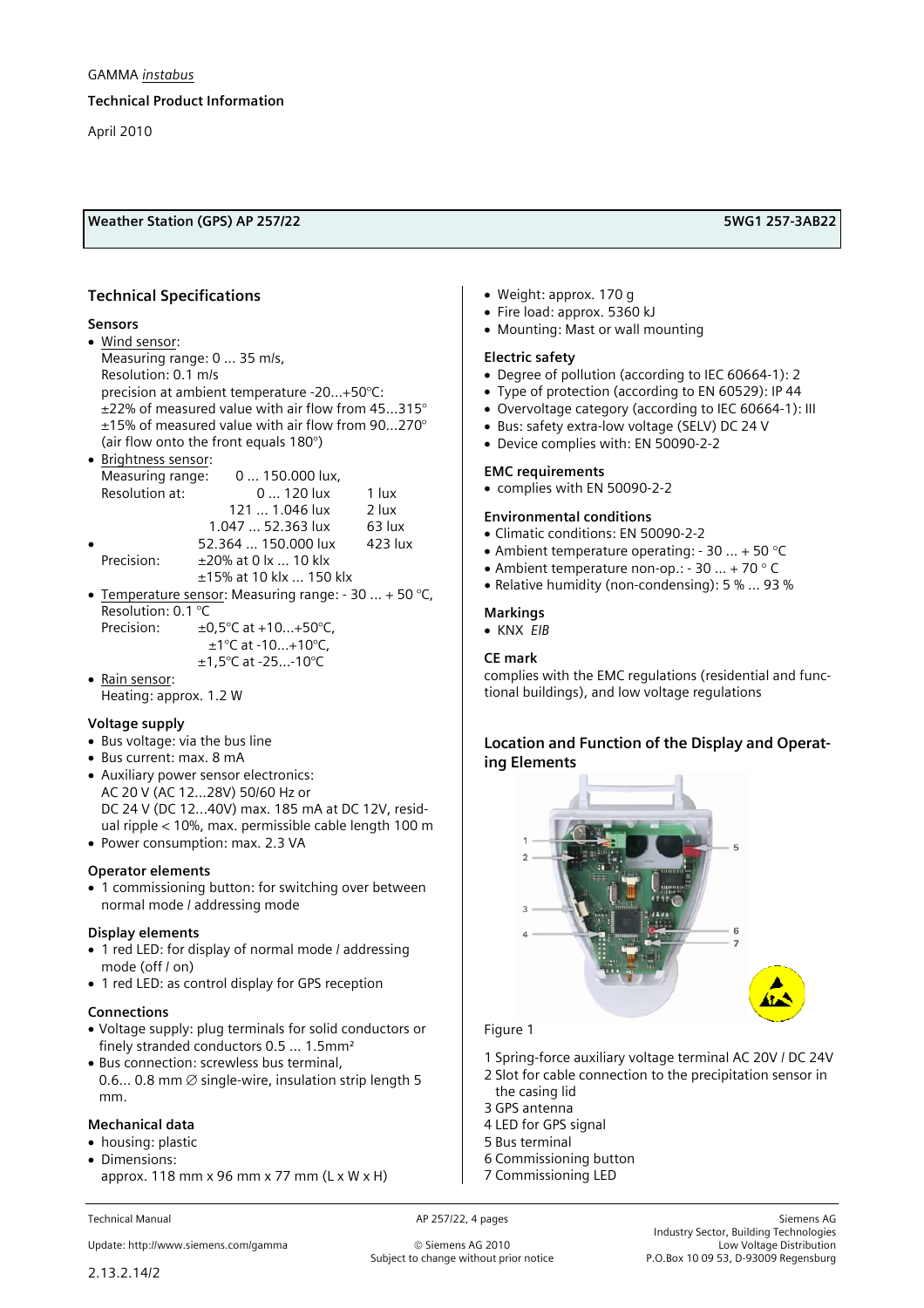GAMMA *instabus*

Technical Product Information

April 2010

## Weather Station (GPS) AP 257/22 — 5WG1 257-3AB22

## Technical Specifications

### Sensors

- Wind sensor:
  Measuring range: 0 ... 35 m/s,
  Resolution: 0.1 m/s
  precision at ambient temperature -20...+50°C:
  ±22% of measured value with air flow from 45...315°
  ±15% of measured value with air flow from 90...270°
  (air flow onto the front equals 180°)
- Brightness sensor:
  Measuring range: 0 ... 150.000 lux,

| Resolution at: | | |
|---|---|---|
| | 0 ... 120 lux | 1 lux |
| | 121 ... 1.046 lux | 2 lux |
| | 1.047 ... 52.363 lux | 63 lux |
| | 52.364 ... 150.000 lux | 423 lux |

  Precision: ±20% at 0 lx ... 10 klx
  ±15% at 10 klx ... 150 klx
- Temperature sensor: Measuring range: - 30 ... + 50 °C,
  Resolution: 0.1 °C
  Precision: ±0,5°C at +10...+50°C,
  ±1°C at -10...+10°C,
  ±1,5°C at -25...-10°C
- Rain sensor:
  Heating: approx. 1.2 W

### Voltage supply

- Bus voltage: via the bus line
- Bus current: max. 8 mA
- Auxiliary power sensor electronics:
  AC 20 V (AC 12...28V) 50/60 Hz or
  DC 24 V (DC 12...40V) max. 185 mA at DC 12V, residual ripple < 10%, max. permissible cable length 100 m
- Power consumption: max. 2.3 VA

### Operator elements

- 1 commissioning button: for switching over between normal mode / addressing mode

### Display elements

- 1 red LED: for display of normal mode / addressing mode (off / on)
- 1 red LED: as control display for GPS reception

### Connections

- Voltage supply: plug terminals for solid conductors or finely stranded conductors 0.5 ... 1.5mm²
- Bus connection: screwless bus terminal,
  0.6... 0.8 mm ∅ single-wire, insulation strip length 5 mm.

### Mechanical data

- housing: plastic
- Dimensions:
  approx. 118 mm x 96 mm x 77 mm (L x W x H)
- Weight: approx. 170 g
- Fire load: approx. 5360 kJ
- Mounting: Mast or wall mounting

### Electric safety

- Degree of pollution (according to IEC 60664-1): 2
- Type of protection (according to EN 60529): IP 44
- Overvoltage category (according to IEC 60664-1): III
- Bus: safety extra-low voltage (SELV) DC 24 V
- Device complies with: EN 50090-2-2

### EMC requirements

- complies with EN 50090-2-2

### Environmental conditions

- Climatic conditions: EN 50090-2-2
- Ambient temperature operating: - 30 ... + 50 °C
- Ambient temperature non-op.: - 30 ... + 70 ° C
- Relative humidity (non-condensing): 5 % ... 93 %

### Markings

- KNX *EIB*

### CE mark

complies with the EMC regulations (residential and functional buildings), and low voltage regulations

## Location and Function of the Display and Operating Elements

Figure 1

1 Spring-force auxiliary voltage terminal AC 20V / DC 24V
2 Slot for cable connection to the precipitation sensor in the casing lid
3 GPS antenna
4 LED for GPS signal
5 Bus terminal
6 Commissioning button
7 Commissioning LED

2.13.2.14/2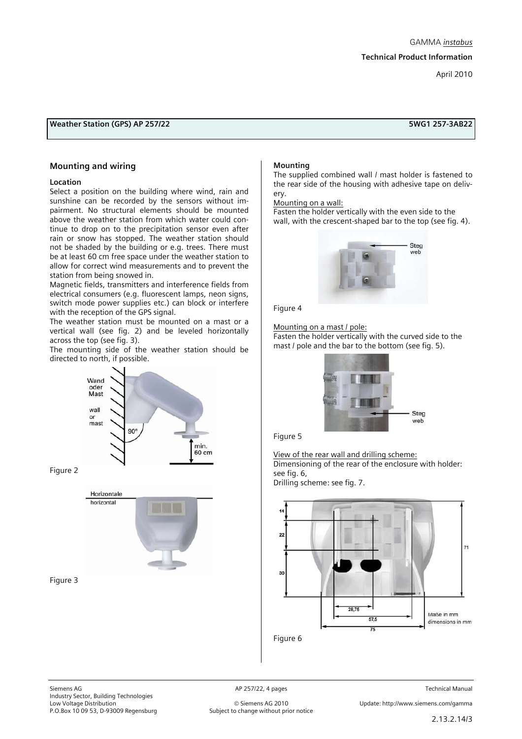## Weather Station (GPS) AP 257/22 — 5WG1 257-3AB22

## Mounting and wiring

### Location

Select a position on the building where wind, rain and sunshine can be recorded by the sensors without impairment. No structural elements should be mounted above the weather station from which water could continue to drop on to the precipitation sensor even after rain or snow has stopped. The weather station should not be shaded by the building or e.g. trees. There must be at least 60 cm free space under the weather station to allow for correct wind measurements and to prevent the station from being snowed in.

Magnetic fields, transmitters and interference fields from electrical consumers (e.g. fluorescent lamps, neon signs, switch mode power supplies etc.) can block or interfere with the reception of the GPS signal.

The weather station must be mounted on a mast or a vertical wall (see fig. 2) and be leveled horizontally across the top (see fig. 3).

The mounting side of the weather station should be directed to north, if possible.

Figure 2

Figure 3

### Mounting

The supplied combined wall / mast holder is fastened to the rear side of the housing with adhesive tape on delivery.

Mounting on a wall:

Fasten the holder vertically with the even side to the wall, with the crescent-shaped bar to the top (see fig. 4).

Figure 4

Mounting on a mast / pole:

Fasten the holder vertically with the curved side to the mast / pole and the bar to the bottom (see fig. 5).

Figure 5

View of the rear wall and drilling scheme:

Dimensioning of the rear of the enclosure with holder: see fig. 6,

Drilling scheme: see fig. 7.

Figure 6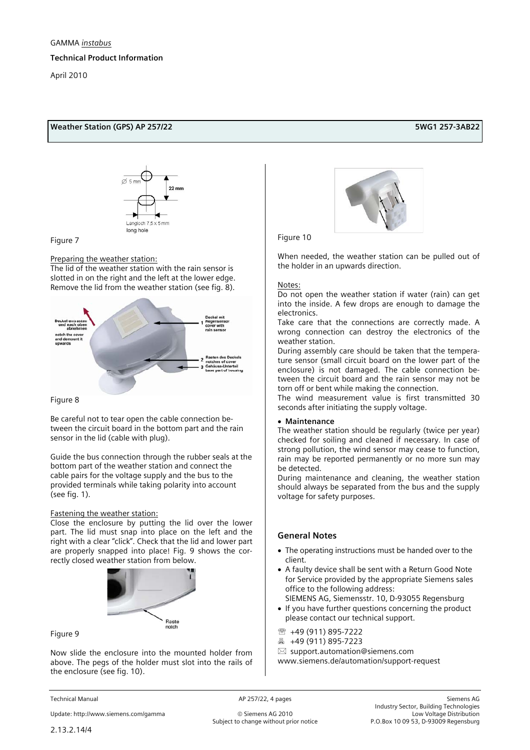## Weather Station (GPS) AP 257/22 — 5WG1 257-3AB22

Ø 5 mm

22 mm

Langloch 7,5 x 5 mm
long hole

Figure 7

Preparing the weather station:

The lid of the weather station with the rain sensor is slotted in on the right and the left at the lower edge. Remove the lid from the weather station (see fig. 8).

Deckel entrasten und nach oben abnehmen
notch the cover and demount it upwards

1 Deckel mit Regensensor
cover with rain sensor

2 Rasten des Deckels
notches of cover

3 Gehäuse-Unterteil
base part of housing

Figure 8

Be careful not to tear open the cable connection between the circuit board in the bottom part and the rain sensor in the lid (cable with plug).

Guide the bus connection through the rubber seals at the bottom part of the weather station and connect the cable pairs for the voltage supply and the bus to the provided terminals while taking polarity into account (see fig. 1).

Fastening the weather station:

Close the enclosure by putting the lid over the lower part. The lid must snap into place on the left and the right with a clear "click". Check that the lid and lower part are properly snapped into place! Fig. 9 shows the correctly closed weather station from below.

Raste
notch

Figure 9

Now slide the enclosure into the mounted holder from above. The pegs of the holder must slot into the rails of the enclosure (see fig. 10).

Figure 10

When needed, the weather station can be pulled out of the holder in an upwards direction.

Notes:

Do not open the weather station if water (rain) can get into the inside. A few drops are enough to damage the electronics.

Take care that the connections are correctly made. A wrong connection can destroy the electronics of the weather station.

During assembly care should be taken that the temperature sensor (small circuit board on the lower part of the enclosure) is not damaged. The cable connection between the circuit board and the rain sensor may not be torn off or bent while making the connection.

The wind measurement value is first transmitted 30 seconds after initiating the supply voltage.

- **Maintenance**

The weather station should be regularly (twice per year) checked for soiling and cleaned if necessary. In case of strong pollution, the wind sensor may cease to function, rain may be reported permanently or no more sun may be detected.

During maintenance and cleaning, the weather station should always be separated from the bus and the supply voltage for safety purposes.

### General Notes

- The operating instructions must be handed over to the client.
- A faulty device shall be sent with a Return Good Note for Service provided by the appropriate Siemens sales office to the following address:
  SIEMENS AG, Siemensstr. 10, D-93055 Regensburg
- If you have further questions concerning the product please contact our technical support.

☎ +49 (911) 895-7222
🖷 +49 (911) 895-7223
✉ support.automation@siemens.com
www.siemens.de/automation/support-request